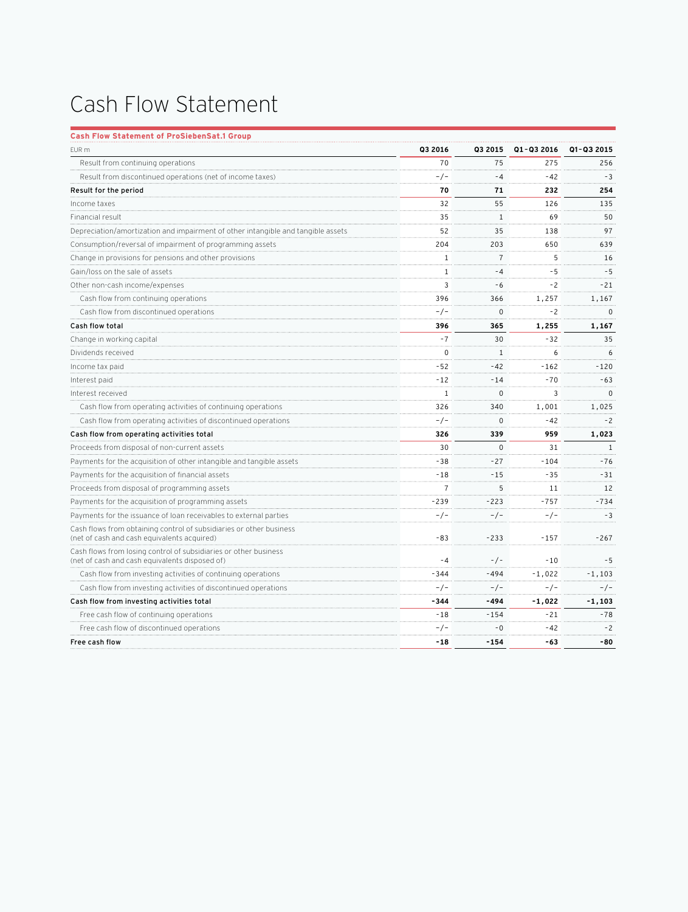# Cash Flow Statement

**Cash Flow Statement of ProSiebenSat.1 Group**

| EUR m | Q3 2016 | Q3 2015 | Q1-Q3 2016 | Q1-Q3 2015 |
|---|---|---|---|---|
| Result from continuing operations | 70 | 75 | 275 | 256 |
| Result from discontinued operations (net of income taxes) | -/- | -4 | -42 | -3 |
| **Result for the period** | **70** | **71** | **232** | **254** |
| Income taxes | 32 | 55 | 126 | 135 |
| Financial result | 35 | 1 | 69 | 50 |
| Depreciation/amortization and impairment of other intangible and tangible assets | 52 | 35 | 138 | 97 |
| Consumption/reversal of impairment of programming assets | 204 | 203 | 650 | 639 |
| Change in provisions for pensions and other provisions | 1 | 7 | 5 | 16 |
| Gain/loss on the sale of assets | 1 | -4 | -5 | -5 |
| Other non-cash income/expenses | 3 | -6 | -2 | -21 |
| Cash flow from continuing operations | 396 | 366 | 1,257 | 1,167 |
| Cash flow from discontinued operations | -/- | 0 | -2 | 0 |
| **Cash flow total** | **396** | **365** | **1,255** | **1,167** |
| Change in working capital | -7 | 30 | -32 | 35 |
| Dividends received | 0 | 1 | 6 | 6 |
| Income tax paid | -52 | -42 | -162 | -120 |
| Interest paid | -12 | -14 | -70 | -63 |
| Interest received | 1 | 0 | 3 | 0 |
| Cash flow from operating activities of continuing operations | 326 | 340 | 1,001 | 1,025 |
| Cash flow from operating activities of discontinued operations | -/- | 0 | -42 | -2 |
| **Cash flow from operating activities total** | **326** | **339** | **959** | **1,023** |
| Proceeds from disposal of non-current assets | 30 | 0 | 31 | 1 |
| Payments for the acquisition of other intangible and tangible assets | -38 | -27 | -104 | -76 |
| Payments for the acquisition of financial assets | -18 | -15 | -35 | -31 |
| Proceeds from disposal of programming assets | 7 | 5 | 11 | 12 |
| Payments for the acquisition of programming assets | -239 | -223 | -757 | -734 |
| Payments for the issuance of loan receivables to external parties | -/- | -/- | -/- | -3 |
| Cash flows from obtaining control of subsidiaries or other business (net of cash and cash equivalents acquired) | -83 | -233 | -157 | -267 |
| Cash flows from losing control of subsidiaries or other business (net of cash and cash equivalents disposed of) | -4 | -/- | -10 | -5 |
| Cash flow from investing activities of continuing operations | -344 | -494 | -1,022 | -1,103 |
| Cash flow from investing activities of discontinued operations | -/- | -/- | -/- | -/- |
| **Cash flow from investing activities total** | **-344** | **-494** | **-1,022** | **-1,103** |
| Free cash flow of continuing operations | -18 | -154 | -21 | -78 |
| Free cash flow of discontinued operations | -/- | -0 | -42 | -2 |
| **Free cash flow** | **-18** | **-154** | **-63** | **-80** |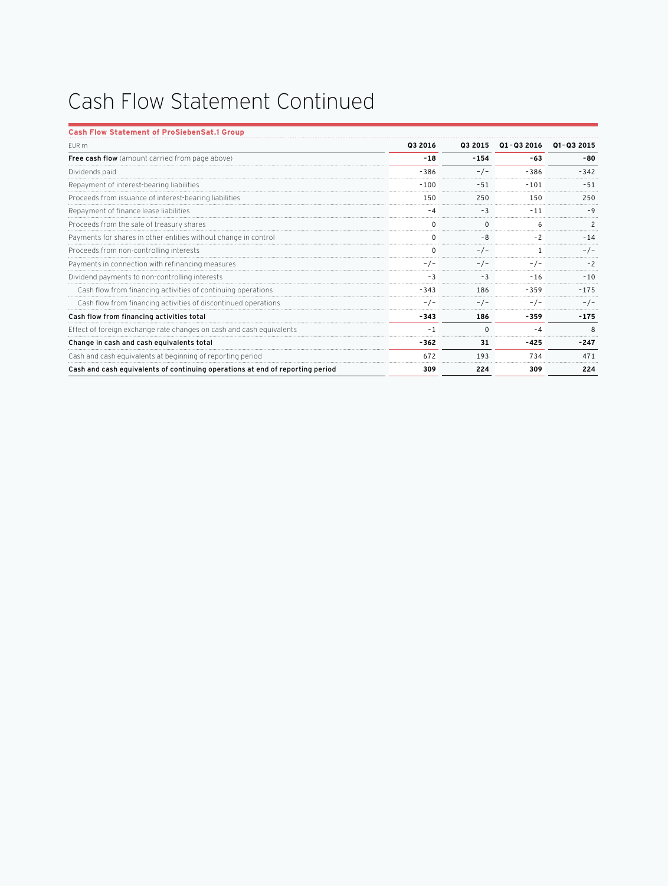# Cash Flow Statement Continued

**Cash Flow Statement of ProSiebenSat.1 Group**

| EUR m | Q3 2016 | Q3 2015 | Q1–Q3 2016 | Q1–Q3 2015 |
|---|---|---|---|---|
| **Free cash flow** (amount carried from page above) | **-18** | **-154** | **-63** | **-80** |
| Dividends paid | -386 | –/– | -386 | -342 |
| Repayment of interest-bearing liabilities | -100 | -51 | -101 | -51 |
| Proceeds from issuance of interest-bearing liabilities | 150 | 250 | 150 | 250 |
| Repayment of finance lease liabilities | -4 | -3 | -11 | -9 |
| Proceeds from the sale of treasury shares | 0 | 0 | 6 | 2 |
| Payments for shares in other entities without change in control | 0 | -8 | -2 | -14 |
| Proceeds from non-controlling interests | 0 | –/– | 1 | –/– |
| Payments in connection with refinancing measures | –/– | –/– | –/– | -2 |
| Dividend payments to non-controlling interests | -3 | -3 | -16 | -10 |
| Cash flow from financing activities of continuing operations | -343 | 186 | -359 | -175 |
| Cash flow from financing activities of discontinued operations | –/– | –/– | –/– | –/– |
| **Cash flow from financing activities total** | **-343** | **186** | **-359** | **-175** |
| Effect of foreign exchange rate changes on cash and cash equivalents | -1 | 0 | -4 | 8 |
| **Change in cash and cash equivalents total** | **-362** | **31** | **-425** | **-247** |
| Cash and cash equivalents at beginning of reporting period | 672 | 193 | 734 | 471 |
| **Cash and cash equivalents of continuing operations at end of reporting period** | **309** | **224** | **309** | **224** |